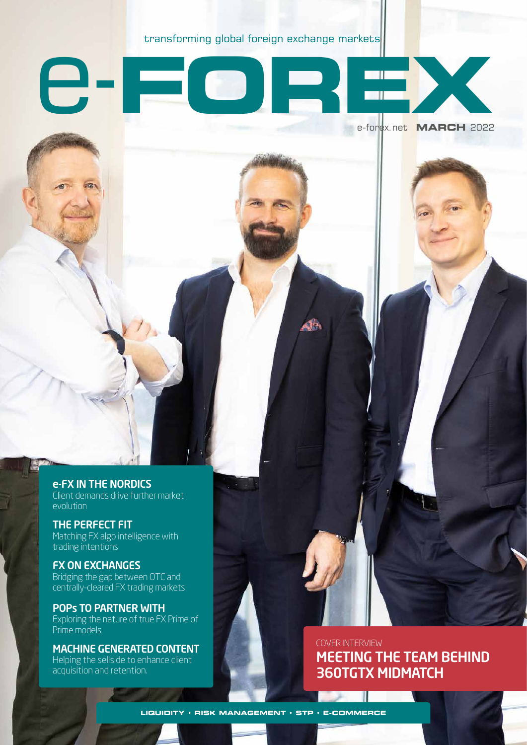transforming global foreign exchange markets

# e-FOREX

e-forex.net **MARCH** 2022

**e-FX IN THE NORDICS**
Client demands drive further market evolution

**THE PERFECT FIT**
Matching FX algo intelligence with trading intentions

**FX ON EXCHANGES**
Bridging the gap between OTC and centrally-cleared FX trading markets

**POPs TO PARTNER WITH**
Exploring the nature of true FX Prime of Prime models

**MACHINE GENERATED CONTENT**
Helping the sellside to enhance client acquisition and retention.

COVER INTERVIEW
**MEETING THE TEAM BEHIND 360TGTX MIDMATCH**

LIQUIDITY • RISK MANAGEMENT • STP • E-COMMERCE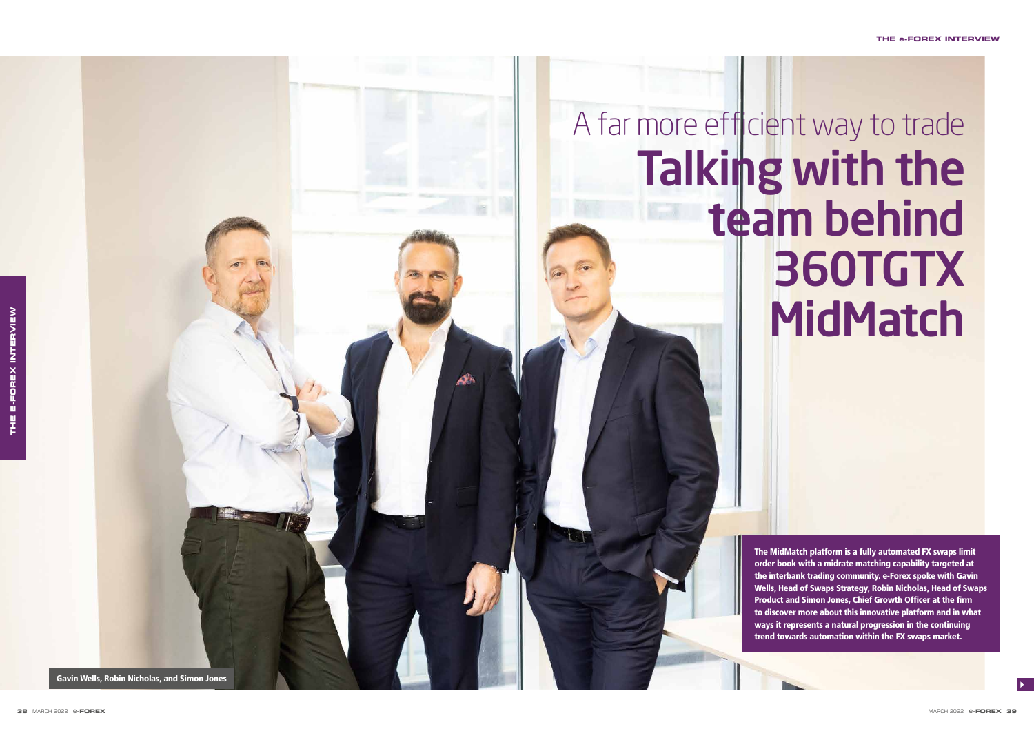# A far more efficient way to trade

# Talking with the team behind 360TGTX MidMatch

**The MidMatch platform is a fully automated FX swaps limit order book with a midrate matching capability targeted at the interbank trading community. e-Forex spoke with Gavin Wells, Head of Swaps Strategy, Robin Nicholas, Head of Swaps Product and Simon Jones, Chief Growth Officer at the firm to discover more about this innovative platform and in what ways it represents a natural progression in the continuing trend towards automation within the FX swaps market.**

**Gavin Wells, Robin Nicholas, and Simon Jones**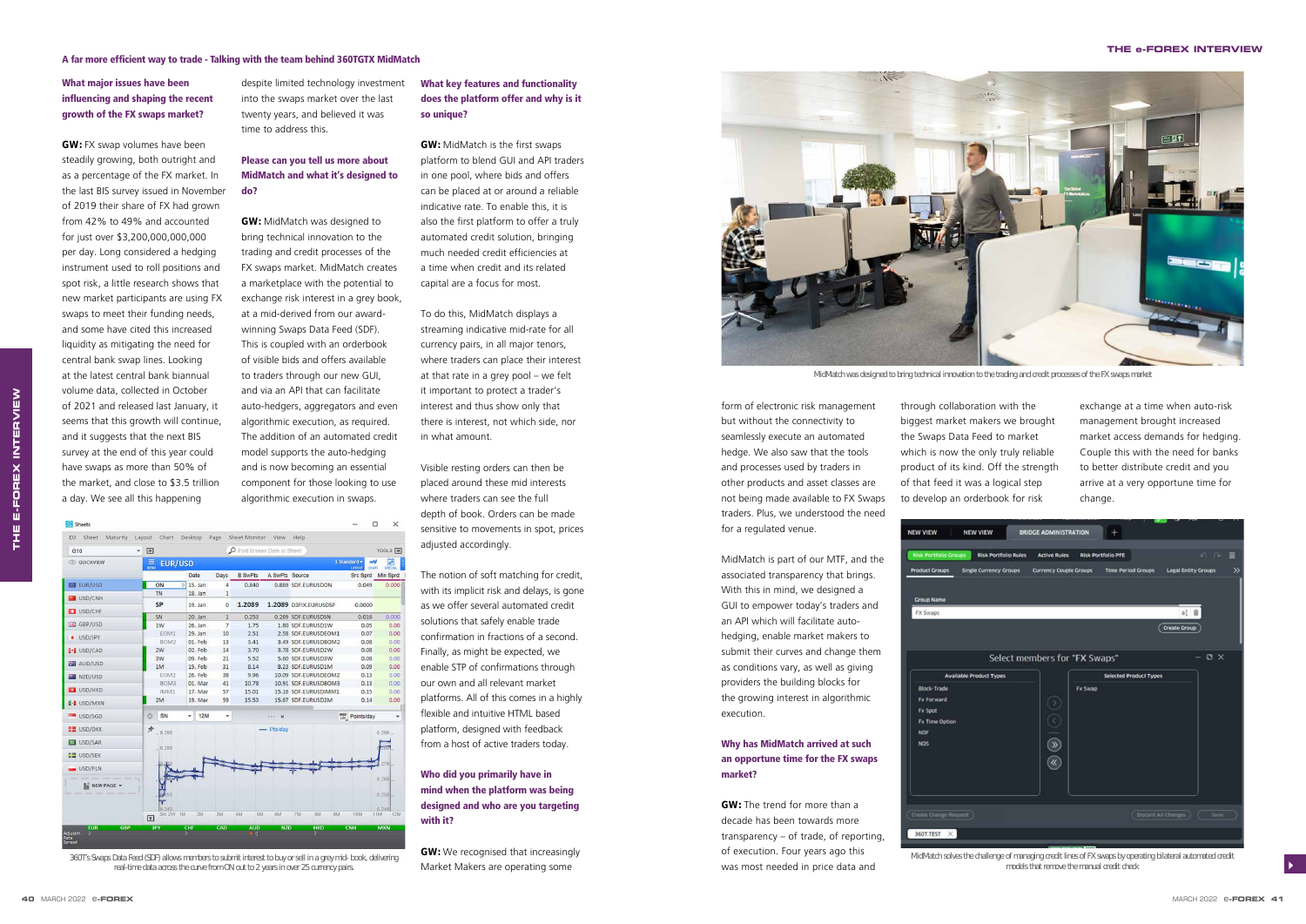A far more efficient way to trade - Talking with the team behind 360TGTX MidMatch

**What major issues have been influencing and shaping the recent growth of the FX swaps market?**

**GW:** FX swap volumes have been steadily growing, both outright and as a percentage of the FX market. In the last BIS survey issued in November of 2019 their share of FX had grown from 42% to 49% and accounted for just over $3,200,000,000,000 per day. Long considered a hedging instrument used to roll positions and spot risk, a little research shows that new market participants are using FX swaps to meet their funding needs, and some have cited this increased liquidity as mitigating the need for central bank swap lines. Looking at the latest central bank biannual volume data, collected in October of 2021 and released last January, it seems that this growth will continue, and it suggests that the next BIS survey at the end of this year could have swaps as more than 50% of the market, and close to $3.5 trillion a day. We see all this happening despite limited technology investment into the swaps market over the last twenty years, and believed it was time to address this.

**Please can you tell us more about MidMatch and what it's designed to do?**

**GW:** MidMatch was designed to bring technical innovation to the trading and credit processes of the FX swaps market. MidMatch creates a marketplace with the potential to exchange risk interest in a grey book, at a mid-derived from our award-winning Swaps Data Feed (SDF). This is coupled with an orderbook of visible bids and offers available to traders through our new GUI, and via an API that can facilitate auto-hedgers, aggregators and even algorithmic execution, as required. The addition of an automated credit model supports the auto-hedging and is now becoming an essential component for those looking to use algorithmic execution in swaps.

360T's Swaps Data Feed (SDF) allows members to submit interest to buy or sell in a grey mid- book, delivering real-time data across the curve from ON out to 2 years in over 25 currency pairs

**What key features and functionality does the platform offer and why is it so unique?**

**GW:** MidMatch is the first swaps platform to blend GUI and API traders in one pool, where bids and offers can be placed at or around a reliable indicative rate. To enable this, it is also the first platform to offer a truly automated credit solution, bringing much needed credit efficiencies at a time when credit and its related capital are a focus for most.

To do this, MidMatch displays a streaming indicative mid-rate for all currency pairs, in all major tenors, where traders can place their interest at that rate in a grey pool – we felt it important to protect a trader's interest and thus show only that there is interest, not which side, nor in what amount.

Visible resting orders can then be placed around these mid interests where traders can see the full depth of book. Orders can be made sensitive to movements in spot, prices adjusted accordingly.

The notion of soft matching for credit, with its implicit risk and delays, is gone as we offer several automated credit solutions that safely enable trade confirmation in fractions of a second. Finally, as might be expected, we enable STP of confirmations through our own and all relevant market platforms. All of this comes in a highly flexible and intuitive HTML based platform, designed with feedback from a host of active traders today.

**Who did you primarily have in mind when the platform was being designed and who are you targeting with it?**

**GW:** We recognised that increasingly Market Makers are operating some form of electronic risk management but without the connectivity to seamlessly execute an automated hedge. We also saw that the tools and processes used by traders in other products and asset classes are not being made available to FX Swaps traders. Plus, we understood the need for a regulated venue.

MidMatch is part of our MTF, and the associated transparency that brings. With this in mind, we designed a GUI to empower today's traders and an API which will facilitate auto-hedging, enable market makers to submit their curves and change them as conditions vary, as well as giving providers the building blocks for the growing interest in algorithmic execution.

**Why has MidMatch arrived at such an opportune time for the FX swaps market?**

**GW:** The trend for more than a decade has been towards more transparency – of trade, of reporting, of execution. Four years ago this was most needed in price data and through collaboration with the biggest market makers we brought the Swaps Data Feed to market which is now the only truly reliable product of its kind. Off the strength of that feed it was a logical step to develop an orderbook for risk exchange at a time when auto-risk management brought increased market access demands for hedging. Couple this with the need for banks to better distribute credit and you arrive at a very opportune time for change.

MidMatch was designed to bring technical innovation to the trading and credit processes of the FX swaps market

MidMatch solves the challenge of managing credit lines of FX swaps by operating bilateral automated credit models that remove the manual credit check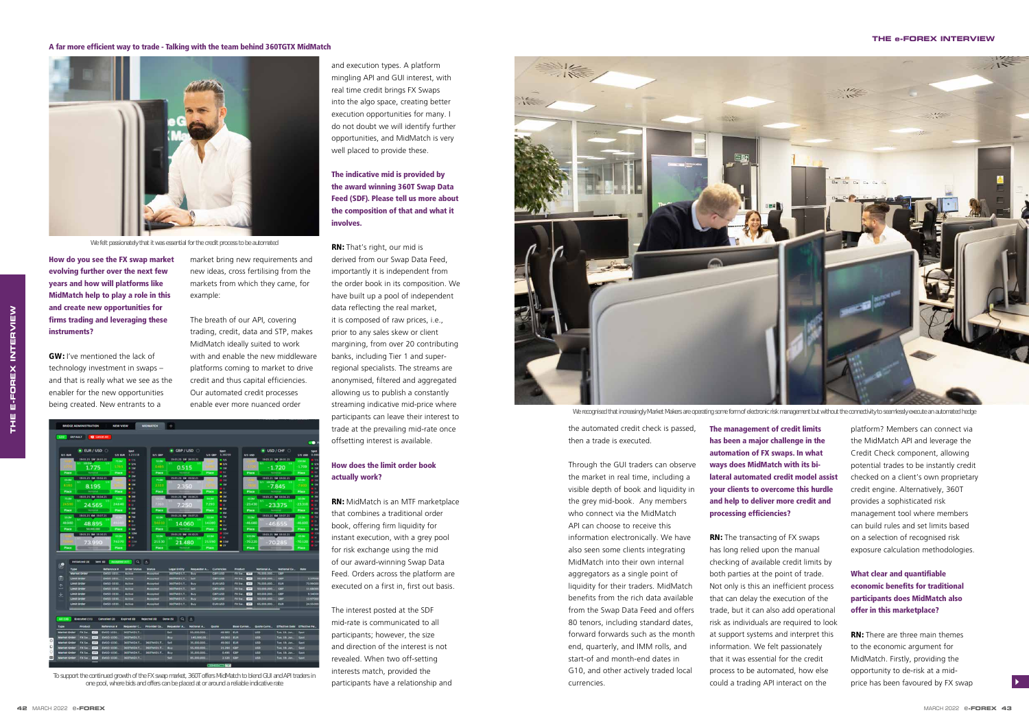**A far more efficient way to trade - Talking with the team behind 360TGTX MidMatch**

We felt passionately that it was essential for the credit process to be automated

**How do you see the FX swap market evolving further over the next few years and how will platforms like MidMatch help to play a role in this and create new opportunities for firms trading and leveraging these instruments?**

**GW:** I've mentioned the lack of technology investment in swaps – and that is really what we see as the enabler for the new opportunities being created. New entrants to a market bring new requirements and new ideas, cross fertilising from the markets from which they came, for example:

The breath of our API, covering trading, credit, data and STP, makes MidMatch ideally suited to work with and enable the new middleware platforms coming to market to drive credit and thus capital efficiencies. Our automated credit processes enable ever more nuanced order and execution types. A platform mingling API and GUI interest, with real time credit brings FX Swaps into the algo space, creating better execution opportunities for many. I do not doubt we will identify further opportunities, and MidMatch is very well placed to provide these.

To support the continued growth of the FX swap market, 360T offers MidMatch to blend GUI and API traders in one pool, where bids and offers can be placed at or around a reliable indicative rate

**The indicative mid is provided by the award winning 360T Swap Data Feed (SDF). Please tell us more about the composition of that and what it involves.**

**RN:** That's right, our mid is derived from our Swap Data Feed, importantly it is independent from the order book in its composition. We have built up a pool of independent data reflecting the real market, it is composed of raw prices, i.e., prior to any sales skew or client margining, from over 20 contributing banks, including Tier 1 and super-regional specialists. The streams are anonymised, filtered and aggregated allowing us to publish a constantly streaming indicative mid-price where participants can leave their interest to trade at the prevailing mid-rate once offsetting interest is available.

**How does the limit order book actually work?**

**RN:** MidMatch is an MTF marketplace that combines a traditional order book, offering firm liquidity for instant execution, with a grey pool for risk exchange using the mid of our award-winning Swap Data Feed. Orders across the platform are executed on a first in, first out basis.

The interest posted at the SDF mid-rate is communicated to all participants; however, the size and direction of the interest is not revealed. When two off-setting interests match, provided the participants have a relationship and the automated credit check is passed, then a trade is executed.

We recognised that increasingly Market Makers are operating some form of electronic risk management but without the connectivity to seamlessly execute an automated hedge

Through the GUI traders can observe the market in real time, including a visible depth of book and liquidity in the grey mid-book. Any members who connect via the MidMatch API can choose to receive this information electronically. We have also seen some clients integrating MidMatch into their own internal aggregators as a single point of liquidity for their traders. MidMatch benefits from the rich data available from the Swap Data Feed and offers 80 tenors, including standard dates, forward forwards such as the month end, quarterly, and IMM rolls, and start-of and month-end dates in G10, and other actively traded local currencies.

**The management of credit limits has been a major challenge in the automation of FX swaps. In what ways does MidMatch with its bi-lateral automated credit model assist your clients to overcome this hurdle and help to deliver more credit and processing efficiencies?**

**RN:** The transacting of FX swaps has long relied upon the manual checking of available credit limits by both parties at the point of trade. Not only is this an inefficient process that can delay the execution of the trade, but it can also add operational risk as individuals are required to look at support systems and interpret this information. We felt passionately that it was essential for the credit process to be automated, how else could a trading API interact on the platform? Members can connect via the MidMatch API and leverage the Credit Check component, allowing potential trades to be instantly credit checked on a client's own proprietary credit engine. Alternatively, 360T provides a sophisticated risk management tool where members can build rules and set limits based on a selection of recognised risk exposure calculation methodologies.

**What clear and quantifiable economic benefits for traditional participants does MidMatch also offer in this marketplace?**

**RN:** There are three main themes to the economic argument for MidMatch. Firstly, providing the opportunity to de-risk at a mid-price has been favoured by FX swap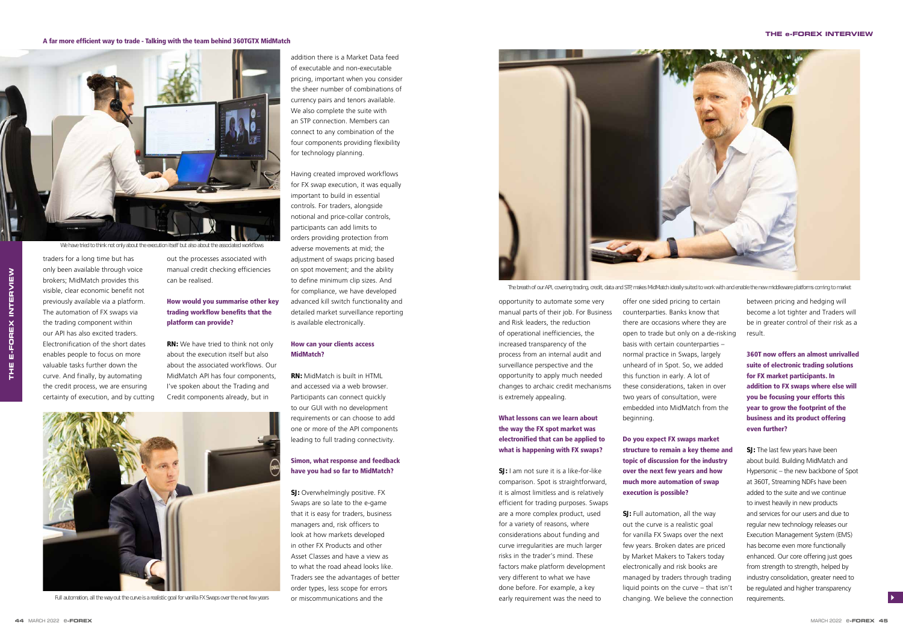traders for a long time but has only been available through voice brokers; MidMatch provides this visible, clear economic benefit not previously available via a platform. The automation of FX swaps via the trading component within our API has also excited traders. Electronification of the short dates enables people to focus on more valuable tasks further down the curve. And finally, by automating the credit process, we are ensuring certainty of execution, and by cutting out the processes associated with manual credit checking efficiencies can be realised.

We have tried to think not only about the execution itself but also about the associated workflows

**How would you summarise other key trading workflow benefits that the platform can provide?**

**RN:** We have tried to think not only about the execution itself but also about the associated workflows. Our MidMatch API has four components, I've spoken about the Trading and Credit components already, but in addition there is a Market Data feed of executable and non-executable pricing, important when you consider the sheer number of combinations of currency pairs and tenors available. We also complete the suite with an STP connection. Members can connect to any combination of the four components providing flexibility for technology planning.

Having created improved workflows for FX swap execution, it was equally important to build in essential controls. For traders, alongside notional and price-collar controls, participants can add limits to orders providing protection from adverse movements at mid; the adjustment of swaps pricing based on spot movement; and the ability to define minimum clip sizes. And for compliance, we have developed advanced kill switch functionality and detailed market surveillance reporting is available electronically.

Full automation, all the way out the curve is a realistic goal for vanilla FX Swaps over the next few years

**How can your clients access MidMatch?**

**RN:** MidMatch is built in HTML and accessed via a web browser. Participants can connect quickly to our GUI with no development requirements or can choose to add one or more of the API components leading to full trading connectivity.

**Simon, what response and feedback have you had so far to MidMatch?**

**SJ:** Overwhelmingly positive. FX Swaps are so late to the e-game that it is easy for traders, business managers and, risk officers to look at how markets developed in other FX Products and other Asset Classes and have a view as to what the road ahead looks like. Traders see the advantages of better order types, less scope for errors or miscommunications and the opportunity to automate some very manual parts of their job. For Business and Risk leaders, the reduction of operational inefficiencies, the increased transparency of the process from an internal audit and surveillance perspective and the opportunity to apply much needed changes to archaic credit mechanisms is extremely appealing.

The breath of our API, covering trading, credit, data and STP, makes MidMatch ideally suited to work with and enable the new middleware platforms coming to market

**What lessons can we learn about the way the FX spot market was electronified that can be applied to what is happening with FX swaps?**

**SJ:** I am not sure it is a like-for-like comparison. Spot is straightforward, it is almost limitless and is relatively efficient for trading purposes. Swaps are a more complex product, used for a variety of reasons, where considerations about funding and curve irregularities are much larger risks in the trader's mind. These factors make platform development very different to what we have done before. For example, a key early requirement was the need to offer one sided pricing to certain counterparties. Banks know that there are occasions where they are open to trade but only on a de-risking basis with certain counterparties – normal practice in Swaps, largely unheard of in Spot. So, we added this function in early. A lot of these considerations, taken in over two years of consultation, were embedded into MidMatch from the beginning.

**Do you expect FX swaps market structure to remain a key theme and topic of discussion for the industry over the next few years and how much more automation of swap execution is possible?**

**SJ:** Full automation, all the way out the curve is a realistic goal for vanilla FX Swaps over the next few years. Broken dates are priced by Market Makers to Takers today electronically and risk books are managed by traders through trading liquid points on the curve – that isn't changing. We believe the connection between pricing and hedging will become a lot tighter and Traders will be in greater control of their risk as a result.

**360T now offers an almost unrivalled suite of electronic trading solutions for FX market participants. In addition to FX swaps where else will you be focusing your efforts this year to grow the footprint of the business and its product offering even further?**

**SJ:** The last few years have been about build. Building MidMatch and Hypersonic – the new backbone of Spot at 360T, Streaming NDFs have been added to the suite and we continue to invest heavily in new products and services for our users and due to regular new technology releases our Execution Management System (EMS) has become even more functionally enhanced. Our core offering just goes from strength to strength, helped by industry consolidation, greater need to be regulated and higher transparency requirements.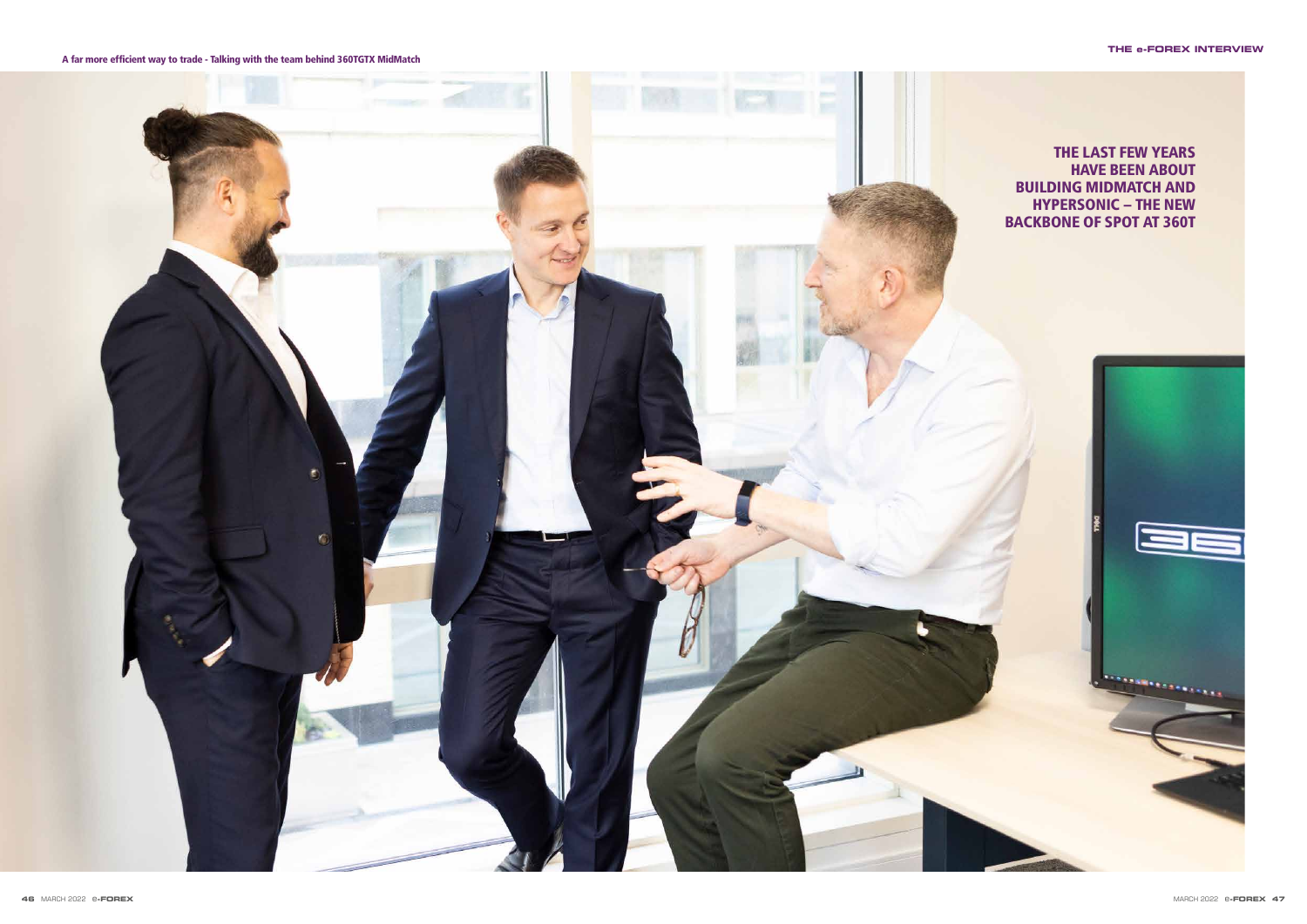THE LAST FEW YEARS HAVE BEEN ABOUT BUILDING MIDMATCH AND HYPERSONIC – THE NEW BACKBONE OF SPOT AT 360T